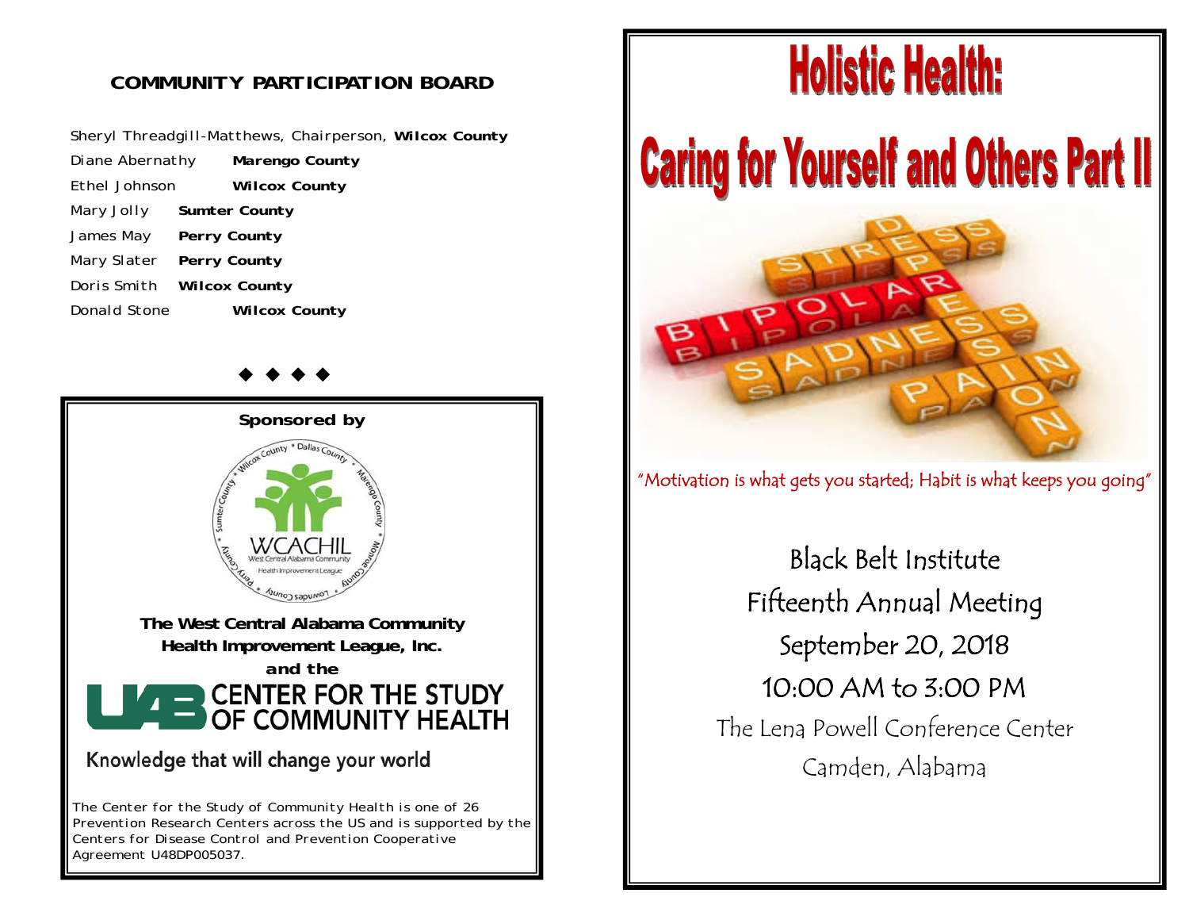## COMMUNITY PARTICIPATION BOARD

Sheryl Threadgill-Matthews, Chairperson, **Wilcox County**

| | |
|---|---|
| Diane Abernathy | **Marengo County** |
| Ethel Johnson | **Wilcox County** |
| Mary Jolly | **Sumter County** |
| James May | **Perry County** |
| Mary Slater | **Perry County** |
| Doris Smith | **Wilcox County** |
| Donald Stone | **Wilcox County** |

◆ ◆ ◆ ◆

**Sponsored by**

**The West Central Alabama Community Health Improvement League, Inc.**

**and the**

**UAB CENTER FOR THE STUDY OF COMMUNITY HEALTH**

Knowledge that will change your world

The Center for the Study of Community Health is one of 26 Prevention Research Centers across the US and is supported by the Centers for Disease Control and Prevention Cooperative Agreement U48DP005037.

# Holistic Health:

# Caring for Yourself and Others Part II

"Motivation is what gets you started; Habit is what keeps you going"

Black Belt Institute

Fifteenth Annual Meeting

September 20, 2018

10:00 AM to 3:00 PM

The Lena Powell Conference Center

Camden, Alabama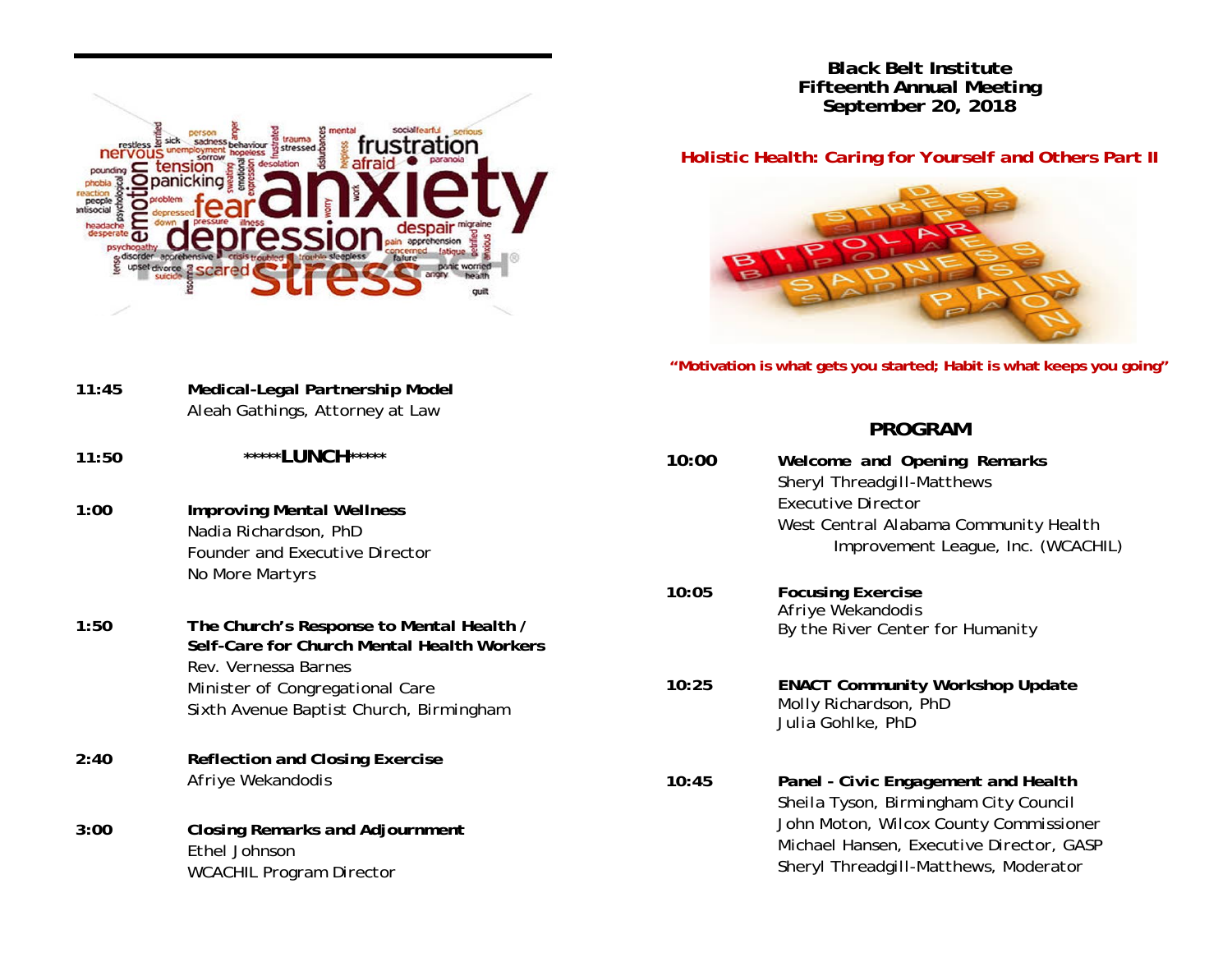**Black Belt Institute**
**Fifteenth Annual Meeting**
**September 20, 2018**

## Holistic Health: Caring for Yourself and Others Part II

**"Motivation is what gets you started; Habit is what keeps you going"**

## PROGRAM

**10:00** **Welcome and Opening Remarks**
Sheryl Threadgill-Matthews
Executive Director
West Central Alabama Community Health Improvement League, Inc. (WCACHIL)

**10:05** **Focusing Exercise**
Afriye Wekandodis
By the River Center for Humanity

**10:25** **ENACT Community Workshop Update**
Molly Richardson, PhD
Julia Gohlke, PhD

**10:45** **Panel - Civic Engagement and Health**
Sheila Tyson, Birmingham City Council
John Moton, Wilcox County Commissioner
Michael Hansen, Executive Director, GASP
Sheryl Threadgill-Matthews, Moderator

**11:45** **Medical-Legal Partnership Model**
Aleah Gathings, Attorney at Law

**11:50** *****LUNCH*****

**1:00** **Improving Mental Wellness**
Nadia Richardson, PhD
Founder and Executive Director
No More Martyrs

**1:50** **The Church's Response to Mental Health / Self-Care for Church Mental Health Workers**
Rev. Vernessa Barnes
Minister of Congregational Care
Sixth Avenue Baptist Church, Birmingham

**2:40** **Reflection and Closing Exercise**
Afriye Wekandodis

**3:00** **Closing Remarks and Adjournment**
Ethel Johnson
WCACHIL Program Director